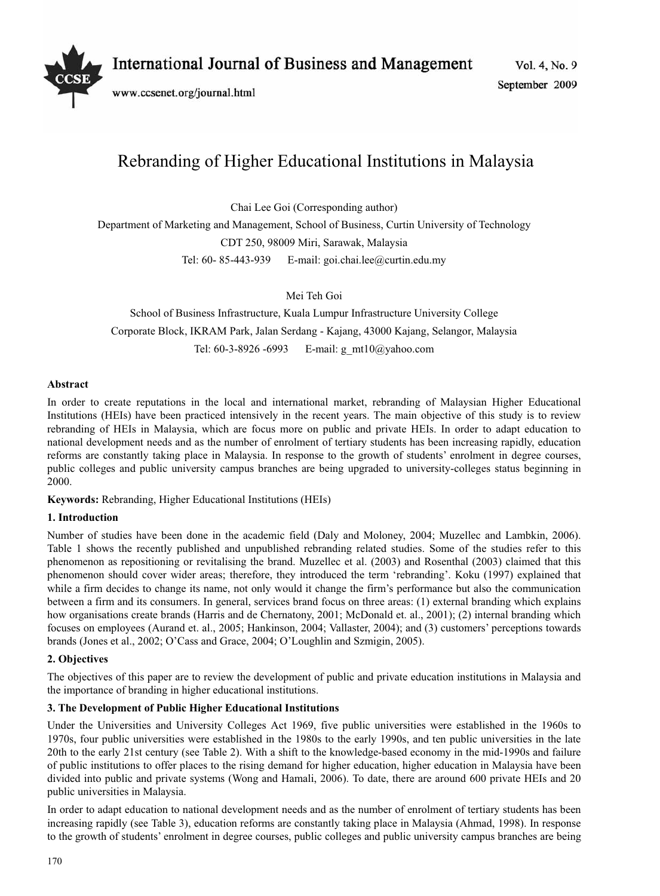# Rebranding of Higher Educational Institutions in Malaysia

Chai Lee Goi (Corresponding author)

Department of Marketing and Management, School of Business, Curtin University of Technology

CDT 250, 98009 Miri, Sarawak, Malaysia

Tel: 60- 85-443-939 E-mail: goi.chai.lee@curtin.edu.my

Mei Teh Goi

School of Business Infrastructure, Kuala Lumpur Infrastructure University College

Corporate Block, IKRAM Park, Jalan Serdang - Kajang, 43000 Kajang, Selangor, Malaysia

Tel: 60-3-8926 -6993 E-mail: g_mt10@yahoo.com

**Abstract**

In order to create reputations in the local and international market, rebranding of Malaysian Higher Educational Institutions (HEIs) have been practiced intensively in the recent years. The main objective of this study is to review rebranding of HEIs in Malaysia, which are focus more on public and private HEIs. In order to adapt education to national development needs and as the number of enrolment of tertiary students has been increasing rapidly, education reforms are constantly taking place in Malaysia. In response to the growth of students' enrolment in degree courses, public colleges and public university campus branches are being upgraded to university-colleges status beginning in 2000.

**Keywords:** Rebranding, Higher Educational Institutions (HEIs)

## 1. Introduction

Number of studies have been done in the academic field (Daly and Moloney, 2004; Muzellec and Lambkin, 2006). Table 1 shows the recently published and unpublished rebranding related studies. Some of the studies refer to this phenomenon as repositioning or revitalising the brand. Muzellec et al. (2003) and Rosenthal (2003) claimed that this phenomenon should cover wider areas; therefore, they introduced the term 'rebranding'. Koku (1997) explained that while a firm decides to change its name, not only would it change the firm's performance but also the communication between a firm and its consumers. In general, services brand focus on three areas: (1) external branding which explains how organisations create brands (Harris and de Chernatony, 2001; McDonald et. al., 2001); (2) internal branding which focuses on employees (Aurand et. al., 2005; Hankinson, 2004; Vallaster, 2004); and (3) customers' perceptions towards brands (Jones et al., 2002; O'Cass and Grace, 2004; O'Loughlin and Szmigin, 2005).

## 2. Objectives

The objectives of this paper are to review the development of public and private education institutions in Malaysia and the importance of branding in higher educational institutions.

## 3. The Development of Public Higher Educational Institutions

Under the Universities and University Colleges Act 1969, five public universities were established in the 1960s to 1970s, four public universities were established in the 1980s to the early 1990s, and ten public universities in the late 20th to the early 21st century (see Table 2). With a shift to the knowledge-based economy in the mid-1990s and failure of public institutions to offer places to the rising demand for higher education, higher education in Malaysia have been divided into public and private systems (Wong and Hamali, 2006). To date, there are around 600 private HEIs and 20 public universities in Malaysia.

In order to adapt education to national development needs and as the number of enrolment of tertiary students has been increasing rapidly (see Table 3), education reforms are constantly taking place in Malaysia (Ahmad, 1998). In response to the growth of students' enrolment in degree courses, public colleges and public university campus branches are being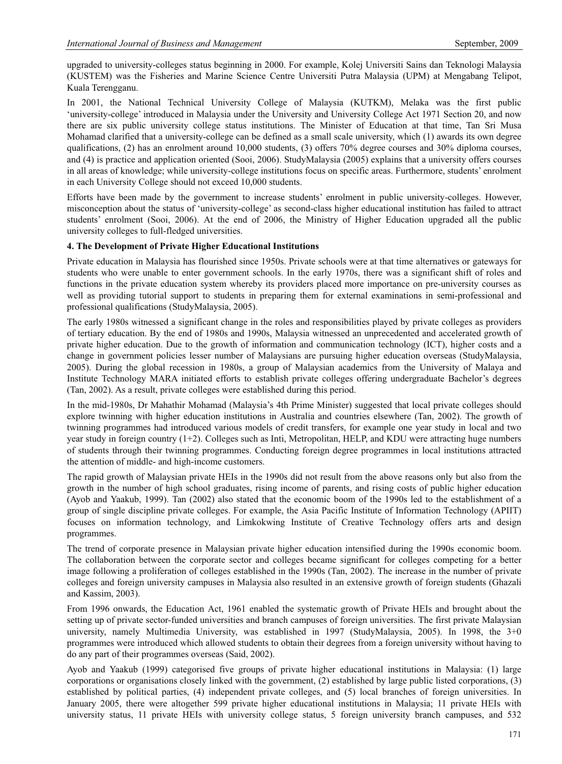upgraded to university-colleges status beginning in 2000. For example, Kolej Universiti Sains dan Teknologi Malaysia (KUSTEM) was the Fisheries and Marine Science Centre Universiti Putra Malaysia (UPM) at Mengabang Telipot, Kuala Terengganu.

In 2001, the National Technical University College of Malaysia (KUTKM), Melaka was the first public 'university-college' introduced in Malaysia under the University and University College Act 1971 Section 20, and now there are six public university college status institutions. The Minister of Education at that time, Tan Sri Musa Mohamad clarified that a university-college can be defined as a small scale university, which (1) awards its own degree qualifications, (2) has an enrolment around 10,000 students, (3) offers 70% degree courses and 30% diploma courses, and (4) is practice and application oriented (Sooi, 2006). StudyMalaysia (2005) explains that a university offers courses in all areas of knowledge; while university-college institutions focus on specific areas. Furthermore, students' enrolment in each University College should not exceed 10,000 students.

Efforts have been made by the government to increase students' enrolment in public university-colleges. However, misconception about the status of 'university-college' as second-class higher educational institution has failed to attract students' enrolment (Sooi, 2006). At the end of 2006, the Ministry of Higher Education upgraded all the public university colleges to full-fledged universities.

## 4. The Development of Private Higher Educational Institutions

Private education in Malaysia has flourished since 1950s. Private schools were at that time alternatives or gateways for students who were unable to enter government schools. In the early 1970s, there was a significant shift of roles and functions in the private education system whereby its providers placed more importance on pre-university courses as well as providing tutorial support to students in preparing them for external examinations in semi-professional and professional qualifications (StudyMalaysia, 2005).

The early 1980s witnessed a significant change in the roles and responsibilities played by private colleges as providers of tertiary education. By the end of 1980s and 1990s, Malaysia witnessed an unprecedented and accelerated growth of private higher education. Due to the growth of information and communication technology (ICT), higher costs and a change in government policies lesser number of Malaysians are pursuing higher education overseas (StudyMalaysia, 2005). During the global recession in 1980s, a group of Malaysian academics from the University of Malaya and Institute Technology MARA initiated efforts to establish private colleges offering undergraduate Bachelor's degrees (Tan, 2002). As a result, private colleges were established during this period.

In the mid-1980s, Dr Mahathir Mohamad (Malaysia's 4th Prime Minister) suggested that local private colleges should explore twinning with higher education institutions in Australia and countries elsewhere (Tan, 2002). The growth of twinning programmes had introduced various models of credit transfers, for example one year study in local and two year study in foreign country (1+2). Colleges such as Inti, Metropolitan, HELP, and KDU were attracting huge numbers of students through their twinning programmes. Conducting foreign degree programmes in local institutions attracted the attention of middle- and high-income customers.

The rapid growth of Malaysian private HEIs in the 1990s did not result from the above reasons only but also from the growth in the number of high school graduates, rising income of parents, and rising costs of public higher education (Ayob and Yaakub, 1999). Tan (2002) also stated that the economic boom of the 1990s led to the establishment of a group of single discipline private colleges. For example, the Asia Pacific Institute of Information Technology (APIIT) focuses on information technology, and Limkokwing Institute of Creative Technology offers arts and design programmes.

The trend of corporate presence in Malaysian private higher education intensified during the 1990s economic boom. The collaboration between the corporate sector and colleges became significant for colleges competing for a better image following a proliferation of colleges established in the 1990s (Tan, 2002). The increase in the number of private colleges and foreign university campuses in Malaysia also resulted in an extensive growth of foreign students (Ghazali and Kassim, 2003).

From 1996 onwards, the Education Act, 1961 enabled the systematic growth of Private HEIs and brought about the setting up of private sector-funded universities and branch campuses of foreign universities. The first private Malaysian university, namely Multimedia University, was established in 1997 (StudyMalaysia, 2005). In 1998, the 3+0 programmes were introduced which allowed students to obtain their degrees from a foreign university without having to do any part of their programmes overseas (Said, 2002).

Ayob and Yaakub (1999) categorised five groups of private higher educational institutions in Malaysia: (1) large corporations or organisations closely linked with the government, (2) established by large public listed corporations, (3) established by political parties, (4) independent private colleges, and (5) local branches of foreign universities. In January 2005, there were altogether 599 private higher educational institutions in Malaysia; 11 private HEIs with university status, 11 private HEIs with university college status, 5 foreign university branch campuses, and 532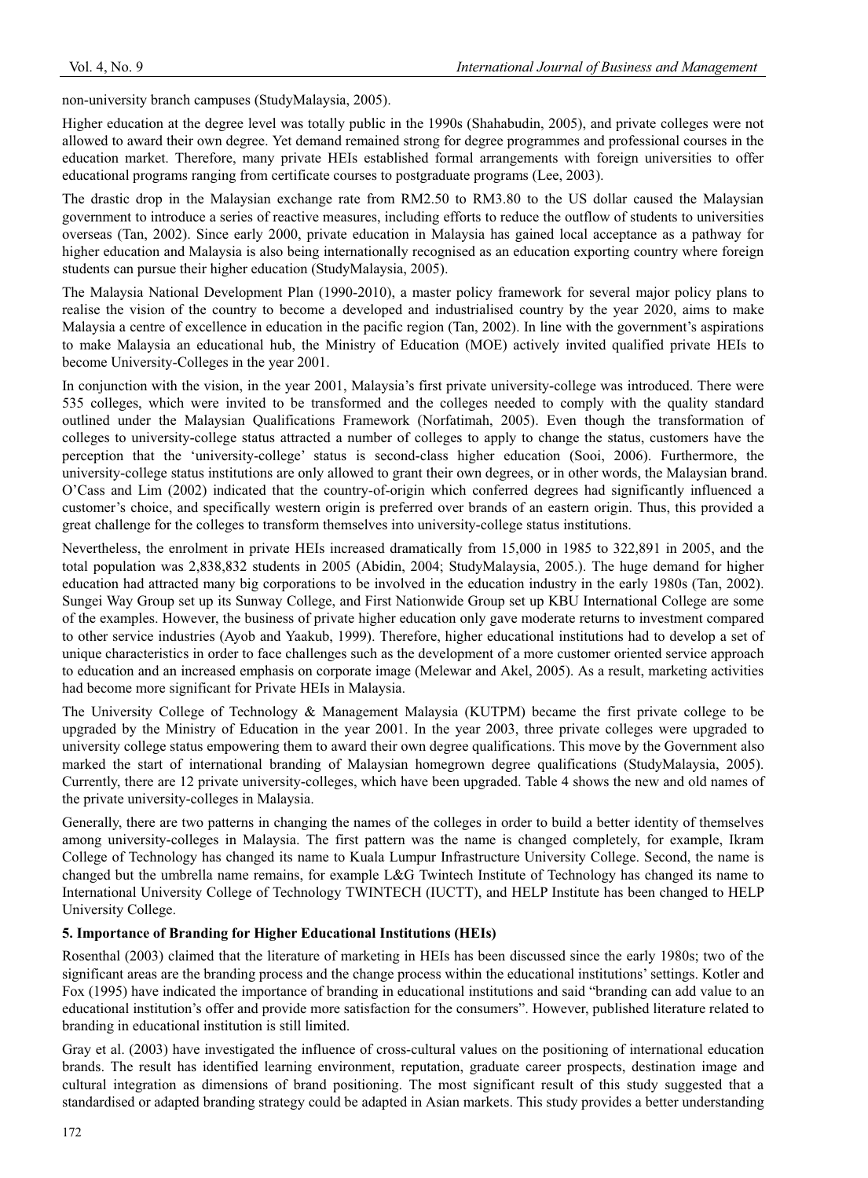non-university branch campuses (StudyMalaysia, 2005).

Higher education at the degree level was totally public in the 1990s (Shahabudin, 2005), and private colleges were not allowed to award their own degree. Yet demand remained strong for degree programmes and professional courses in the education market. Therefore, many private HEIs established formal arrangements with foreign universities to offer educational programs ranging from certificate courses to postgraduate programs (Lee, 2003).

The drastic drop in the Malaysian exchange rate from RM2.50 to RM3.80 to the US dollar caused the Malaysian government to introduce a series of reactive measures, including efforts to reduce the outflow of students to universities overseas (Tan, 2002). Since early 2000, private education in Malaysia has gained local acceptance as a pathway for higher education and Malaysia is also being internationally recognised as an education exporting country where foreign students can pursue their higher education (StudyMalaysia, 2005).

The Malaysia National Development Plan (1990-2010), a master policy framework for several major policy plans to realise the vision of the country to become a developed and industrialised country by the year 2020, aims to make Malaysia a centre of excellence in education in the pacific region (Tan, 2002). In line with the government's aspirations to make Malaysia an educational hub, the Ministry of Education (MOE) actively invited qualified private HEIs to become University-Colleges in the year 2001.

In conjunction with the vision, in the year 2001, Malaysia's first private university-college was introduced. There were 535 colleges, which were invited to be transformed and the colleges needed to comply with the quality standard outlined under the Malaysian Qualifications Framework (Norfatimah, 2005). Even though the transformation of colleges to university-college status attracted a number of colleges to apply to change the status, customers have the perception that the 'university-college' status is second-class higher education (Sooi, 2006). Furthermore, the university-college status institutions are only allowed to grant their own degrees, or in other words, the Malaysian brand. O'Cass and Lim (2002) indicated that the country-of-origin which conferred degrees had significantly influenced a customer's choice, and specifically western origin is preferred over brands of an eastern origin. Thus, this provided a great challenge for the colleges to transform themselves into university-college status institutions.

Nevertheless, the enrolment in private HEIs increased dramatically from 15,000 in 1985 to 322,891 in 2005, and the total population was 2,838,832 students in 2005 (Abidin, 2004; StudyMalaysia, 2005.). The huge demand for higher education had attracted many big corporations to be involved in the education industry in the early 1980s (Tan, 2002). Sungei Way Group set up its Sunway College, and First Nationwide Group set up KBU International College are some of the examples. However, the business of private higher education only gave moderate returns to investment compared to other service industries (Ayob and Yaakub, 1999). Therefore, higher educational institutions had to develop a set of unique characteristics in order to face challenges such as the development of a more customer oriented service approach to education and an increased emphasis on corporate image (Melewar and Akel, 2005). As a result, marketing activities had become more significant for Private HEIs in Malaysia.

The University College of Technology & Management Malaysia (KUTPM) became the first private college to be upgraded by the Ministry of Education in the year 2001. In the year 2003, three private colleges were upgraded to university college status empowering them to award their own degree qualifications. This move by the Government also marked the start of international branding of Malaysian homegrown degree qualifications (StudyMalaysia, 2005). Currently, there are 12 private university-colleges, which have been upgraded. Table 4 shows the new and old names of the private university-colleges in Malaysia.

Generally, there are two patterns in changing the names of the colleges in order to build a better identity of themselves among university-colleges in Malaysia. The first pattern was the name is changed completely, for example, Ikram College of Technology has changed its name to Kuala Lumpur Infrastructure University College. Second, the name is changed but the umbrella name remains, for example L&G Twintech Institute of Technology has changed its name to International University College of Technology TWINTECH (IUCTT), and HELP Institute has been changed to HELP University College.

## 5. Importance of Branding for Higher Educational Institutions (HEIs)

Rosenthal (2003) claimed that the literature of marketing in HEIs has been discussed since the early 1980s; two of the significant areas are the branding process and the change process within the educational institutions' settings. Kotler and Fox (1995) have indicated the importance of branding in educational institutions and said "branding can add value to an educational institution's offer and provide more satisfaction for the consumers". However, published literature related to branding in educational institution is still limited.

Gray et al. (2003) have investigated the influence of cross-cultural values on the positioning of international education brands. The result has identified learning environment, reputation, graduate career prospects, destination image and cultural integration as dimensions of brand positioning. The most significant result of this study suggested that a standardised or adapted branding strategy could be adapted in Asian markets. This study provides a better understanding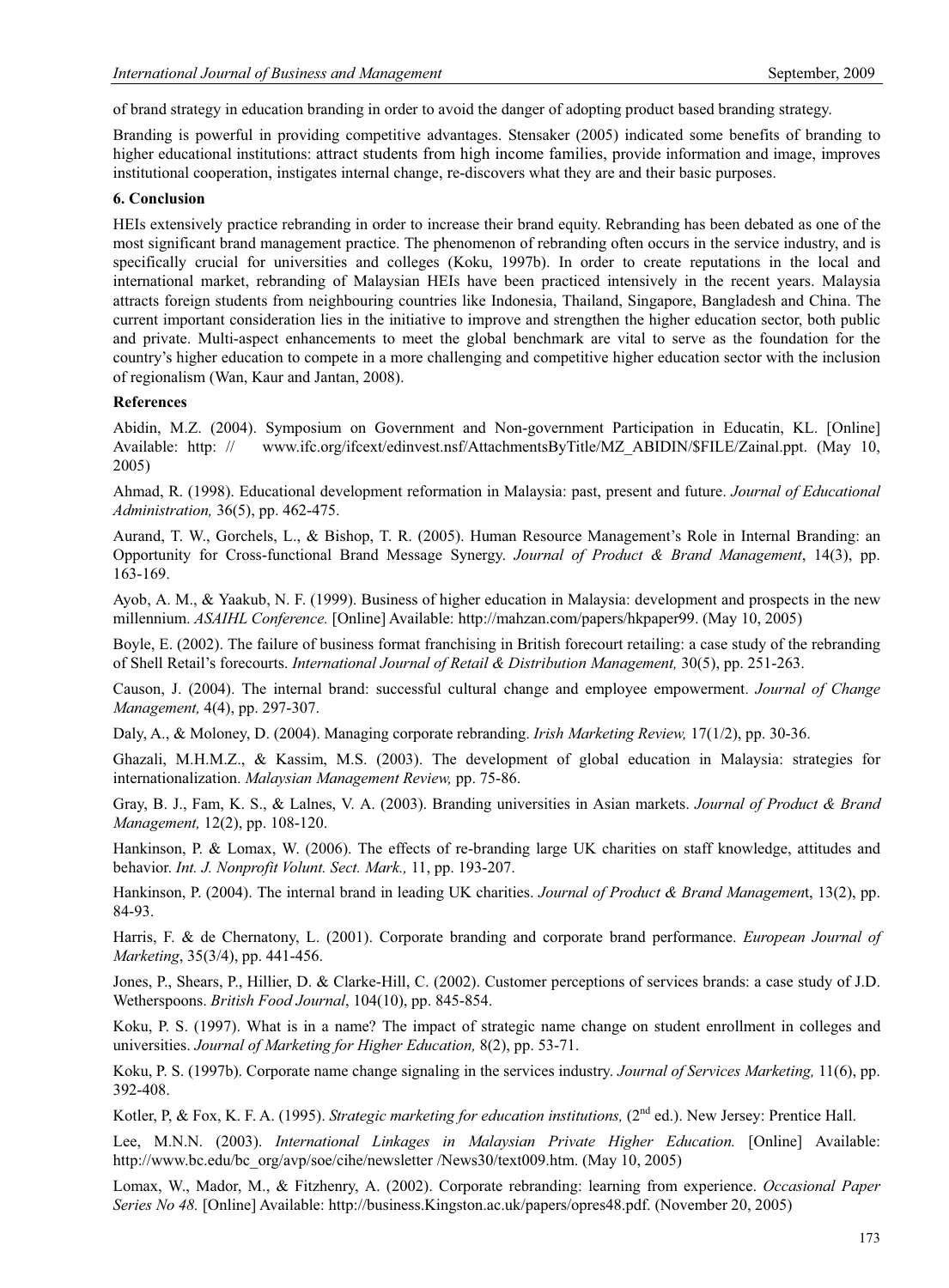of brand strategy in education branding in order to avoid the danger of adopting product based branding strategy.

Branding is powerful in providing competitive advantages. Stensaker (2005) indicated some benefits of branding to higher educational institutions: attract students from high income families, provide information and image, improves institutional cooperation, instigates internal change, re-discovers what they are and their basic purposes.

## 6. Conclusion

HEIs extensively practice rebranding in order to increase their brand equity. Rebranding has been debated as one of the most significant brand management practice. The phenomenon of rebranding often occurs in the service industry, and is specifically crucial for universities and colleges (Koku, 1997b). In order to create reputations in the local and international market, rebranding of Malaysian HEIs have been practiced intensively in the recent years. Malaysia attracts foreign students from neighbouring countries like Indonesia, Thailand, Singapore, Bangladesh and China. The current important consideration lies in the initiative to improve and strengthen the higher education sector, both public and private. Multi-aspect enhancements to meet the global benchmark are vital to serve as the foundation for the country's higher education to compete in a more challenging and competitive higher education sector with the inclusion of regionalism (Wan, Kaur and Jantan, 2008).

## References

Abidin, M.Z. (2004). Symposium on Government and Non-government Participation in Educatin, KL. [Online] Available: http:// www.ifc.org/ifcext/edinvest.nsf/AttachmentsByTitle/MZ_ABIDIN/$FILE/Zainal.ppt. (May 10, 2005)

Ahmad, R. (1998). Educational development reformation in Malaysia: past, present and future. *Journal of Educational Administration,* 36(5), pp. 462-475.

Aurand, T. W., Gorchels, L., & Bishop, T. R. (2005). Human Resource Management's Role in Internal Branding: an Opportunity for Cross-functional Brand Message Synergy. *Journal of Product & Brand Management*, 14(3), pp. 163-169.

Ayob, A. M., & Yaakub, N. F. (1999). Business of higher education in Malaysia: development and prospects in the new millennium. *ASAIHL Conference.* [Online] Available: http://mahzan.com/papers/hkpaper99. (May 10, 2005)

Boyle, E. (2002). The failure of business format franchising in British forecourt retailing: a case study of the rebranding of Shell Retail's forecourts. *International Journal of Retail & Distribution Management,* 30(5), pp. 251-263.

Causon, J. (2004). The internal brand: successful cultural change and employee empowerment. *Journal of Change Management,* 4(4), pp. 297-307.

Daly, A., & Moloney, D. (2004). Managing corporate rebranding. *Irish Marketing Review,* 17(1/2), pp. 30-36.

Ghazali, M.H.M.Z., & Kassim, M.S. (2003). The development of global education in Malaysia: strategies for internationalization. *Malaysian Management Review,* pp. 75-86.

Gray, B. J., Fam, K. S., & Lalnes, V. A. (2003). Branding universities in Asian markets. *Journal of Product & Brand Management,* 12(2), pp. 108-120.

Hankinson, P. & Lomax, W. (2006). The effects of re-branding large UK charities on staff knowledge, attitudes and behavior. *Int. J. Nonprofit Volunt. Sect. Mark.,* 11, pp. 193-207.

Hankinson, P. (2004). The internal brand in leading UK charities. *Journal of Product & Brand Managemen*t, 13(2), pp. 84-93.

Harris, F. & de Chernatony, L. (2001). Corporate branding and corporate brand performance. *European Journal of Marketing*, 35(3/4), pp. 441-456.

Jones, P., Shears, P., Hillier, D. & Clarke-Hill, C. (2002). Customer perceptions of services brands: a case study of J.D. Wetherspoons. *British Food Journal*, 104(10), pp. 845-854.

Koku, P. S. (1997). What is in a name? The impact of strategic name change on student enrollment in colleges and universities. *Journal of Marketing for Higher Education,* 8(2), pp. 53-71.

Koku, P. S. (1997b). Corporate name change signaling in the services industry. *Journal of Services Marketing,* 11(6), pp. 392-408.

Kotler, P, & Fox, K. F. A. (1995). *Strategic marketing for education institutions,* (2nd ed.). New Jersey: Prentice Hall.

Lee, M.N.N. (2003). *International Linkages in Malaysian Private Higher Education.* [Online] Available: http://www.bc.edu/bc_org/avp/soe/cihe/newsletter /News30/text009.htm. (May 10, 2005)

Lomax, W., Mador, M., & Fitzhenry, A. (2002). Corporate rebranding: learning from experience. *Occasional Paper Series No 48.* [Online] Available: http://business.Kingston.ac.uk/papers/opres48.pdf. (November 20, 2005)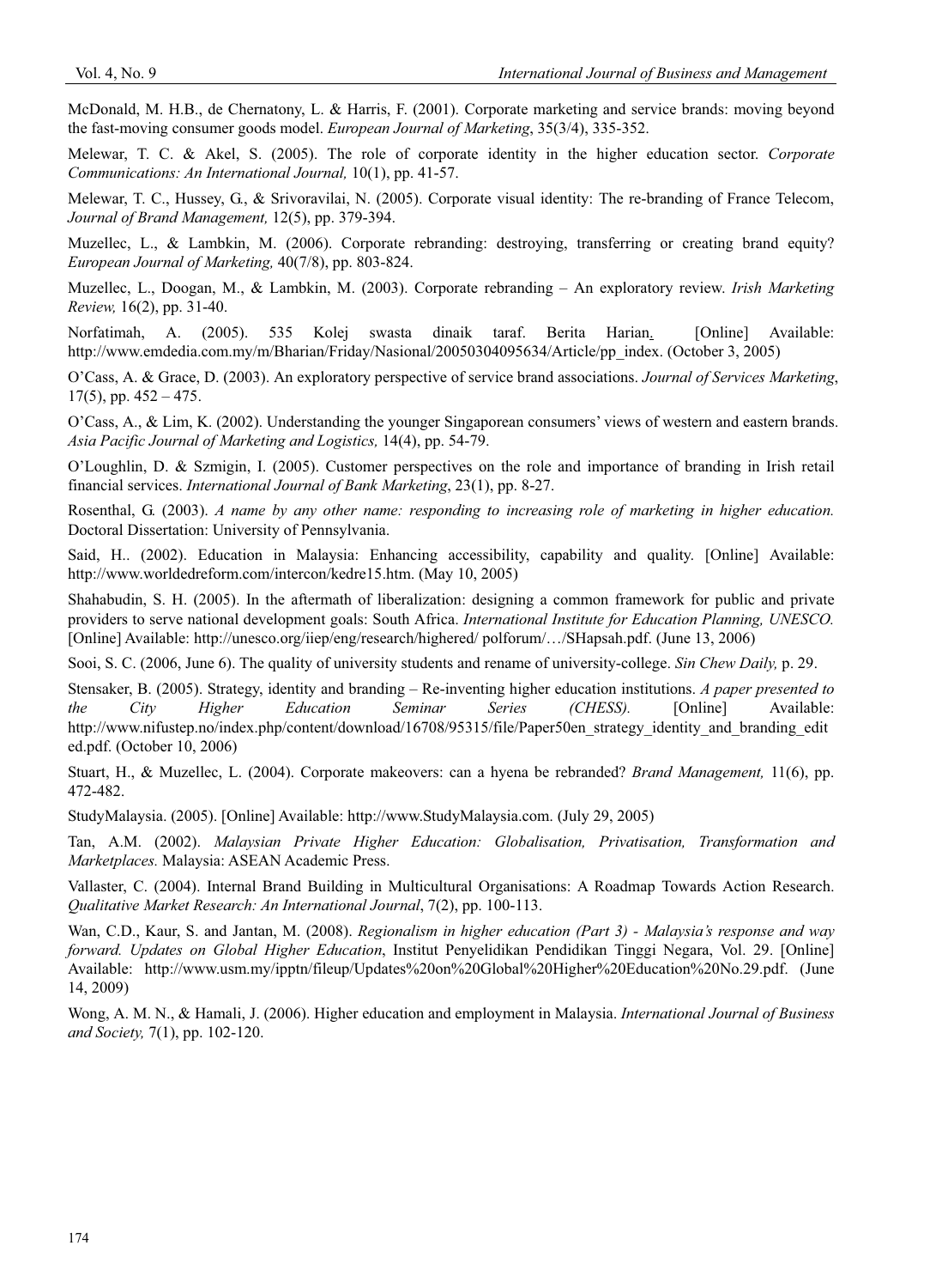McDonald, M. H.B., de Chernatony, L. & Harris, F. (2001). Corporate marketing and service brands: moving beyond the fast-moving consumer goods model. *European Journal of Marketing*, 35(3/4), 335-352.

Melewar, T. C. & Akel, S. (2005). The role of corporate identity in the higher education sector. *Corporate Communications: An International Journal,* 10(1), pp. 41-57.

Melewar, T. C., Hussey, G., & Srivoravilai, N. (2005). Corporate visual identity: The re-branding of France Telecom, *Journal of Brand Management,* 12(5), pp. 379-394.

Muzellec, L., & Lambkin, M. (2006). Corporate rebranding: destroying, transferring or creating brand equity? *European Journal of Marketing,* 40(7/8), pp. 803-824.

Muzellec, L., Doogan, M., & Lambkin, M. (2003). Corporate rebranding – An exploratory review. *Irish Marketing Review,* 16(2), pp. 31-40.

Norfatimah, A. (2005). 535 Kolej swasta dinaik taraf. Berita Harian. [Online] Available: http://www.emdedia.com.my/m/Bharian/Friday/Nasional/20050304095634/Article/pp_index. (October 3, 2005)

O'Cass, A. & Grace, D. (2003). An exploratory perspective of service brand associations. *Journal of Services Marketing*, 17(5), pp. 452 – 475.

O'Cass, A., & Lim, K. (2002). Understanding the younger Singaporean consumers' views of western and eastern brands. *Asia Pacific Journal of Marketing and Logistics,* 14(4), pp. 54-79.

O'Loughlin, D. & Szmigin, I. (2005). Customer perspectives on the role and importance of branding in Irish retail financial services. *International Journal of Bank Marketing*, 23(1), pp. 8-27.

Rosenthal, G. (2003). *A name by any other name: responding to increasing role of marketing in higher education.* Doctoral Dissertation: University of Pennsylvania.

Said, H.. (2002). Education in Malaysia: Enhancing accessibility, capability and quality. [Online] Available: http://www.worldedreform.com/intercon/kedre15.htm. (May 10, 2005)

Shahabudin, S. H. (2005). In the aftermath of liberalization: designing a common framework for public and private providers to serve national development goals: South Africa. *International Institute for Education Planning, UNESCO.* [Online] Available: http://unesco.org/iiep/eng/research/highered/ polforum/…/SHapsah.pdf. (June 13, 2006)

Sooi, S. C. (2006, June 6). The quality of university students and rename of university-college. *Sin Chew Daily,* p. 29.

Stensaker, B. (2005). Strategy, identity and branding – Re-inventing higher education institutions. *A paper presented to the City Higher Education Seminar Series (CHESS).* [Online] Available: http://www.nifustep.no/index.php/content/download/16708/95315/file/Paper50en_strategy_identity_and_branding_edited.pdf. (October 10, 2006)

Stuart, H., & Muzellec, L. (2004). Corporate makeovers: can a hyena be rebranded? *Brand Management,* 11(6), pp. 472-482.

StudyMalaysia. (2005). [Online] Available: http://www.StudyMalaysia.com. (July 29, 2005)

Tan, A.M. (2002). *Malaysian Private Higher Education: Globalisation, Privatisation, Transformation and Marketplaces.* Malaysia: ASEAN Academic Press.

Vallaster, C. (2004). Internal Brand Building in Multicultural Organisations: A Roadmap Towards Action Research. *Qualitative Market Research: An International Journal*, 7(2), pp. 100-113.

Wan, C.D., Kaur, S. and Jantan, M. (2008). *Regionalism in higher education (Part 3) - Malaysia's response and way forward. Updates on Global Higher Education*, Institut Penyelidikan Pendidikan Tinggi Negara, Vol. 29. [Online] Available: http://www.usm.my/ipptn/fileup/Updates%20on%20Global%20Higher%20Education%20No.29.pdf. (June 14, 2009)

Wong, A. M. N., & Hamali, J. (2006). Higher education and employment in Malaysia. *International Journal of Business and Society,* 7(1), pp. 102-120.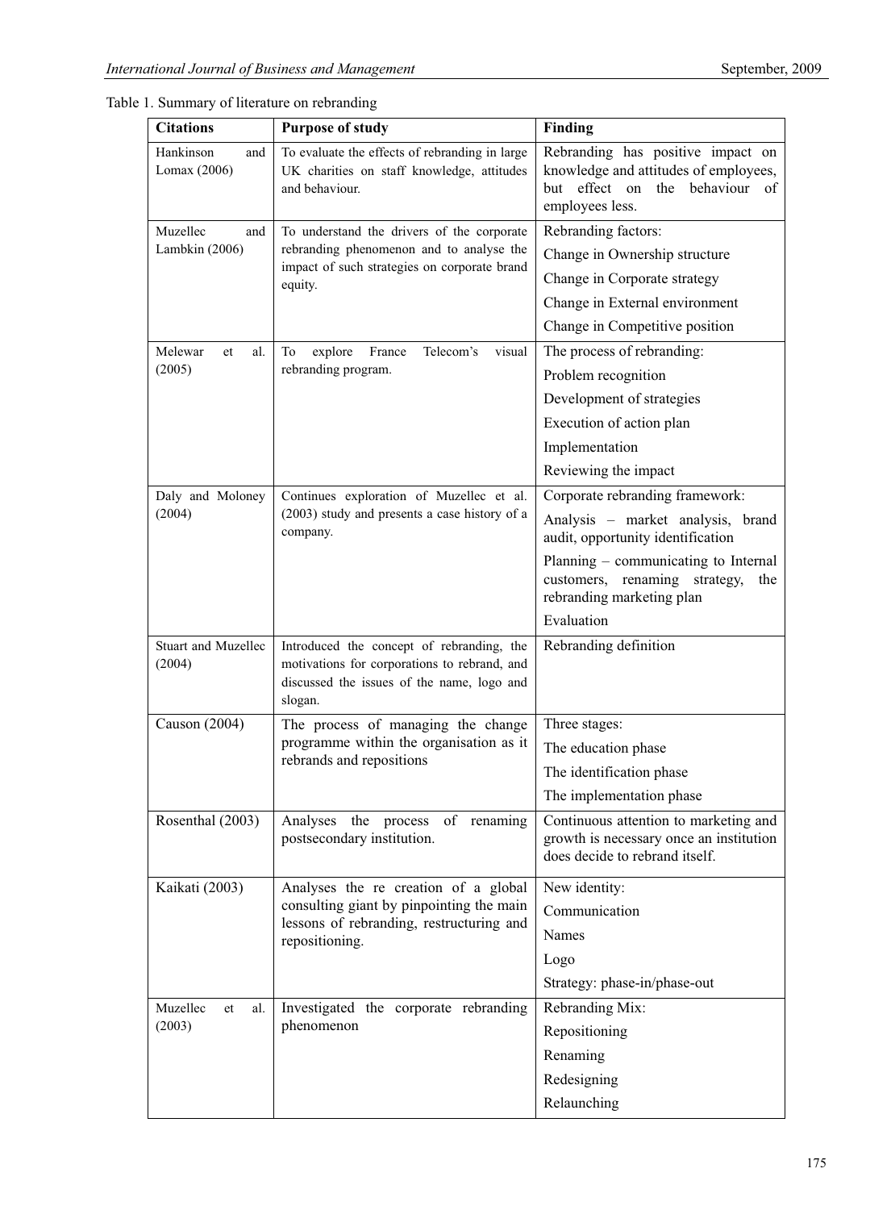Table 1. Summary of literature on rebranding

| Citations | Purpose of study | Finding |
|---|---|---|
| Hankinson and Lomax (2006) | To evaluate the effects of rebranding in large UK charities on staff knowledge, attitudes and behaviour. | Rebranding has positive impact on knowledge and attitudes of employees, but effect on the behaviour of employees less. |
| Muzellec and Lambkin (2006) | To understand the drivers of the corporate rebranding phenomenon and to analyse the impact of such strategies on corporate brand equity. | Rebranding factors:<br>Change in Ownership structure<br>Change in Corporate strategy<br>Change in External environment<br>Change in Competitive position |
| Melewar et al. (2005) | To explore France Telecom's visual rebranding program. | The process of rebranding:<br>Problem recognition<br>Development of strategies<br>Execution of action plan<br>Implementation<br>Reviewing the impact |
| Daly and Moloney (2004) | Continues exploration of Muzellec et al. (2003) study and presents a case history of a company. | Corporate rebranding framework:<br>Analysis – market analysis, brand audit, opportunity identification<br>Planning – communicating to Internal customers, renaming strategy, the rebranding marketing plan<br>Evaluation |
| Stuart and Muzellec (2004) | Introduced the concept of rebranding, the motivations for corporations to rebrand, and discussed the issues of the name, logo and slogan. | Rebranding definition |
| Causon (2004) | The process of managing the change programme within the organisation as it rebrands and repositions | Three stages:<br>The education phase<br>The identification phase<br>The implementation phase |
| Rosenthal (2003) | Analyses the process of renaming postsecondary institution. | Continuous attention to marketing and growth is necessary once an institution does decide to rebrand itself. |
| Kaikati (2003) | Analyses the re creation of a global consulting giant by pinpointing the main lessons of rebranding, restructuring and repositioning. | New identity:<br>Communication<br>Names<br>Logo<br>Strategy: phase-in/phase-out |
| Muzellec et al. (2003) | Investigated the corporate rebranding phenomenon | Rebranding Mix:<br>Repositioning<br>Renaming<br>Redesigning<br>Relaunching |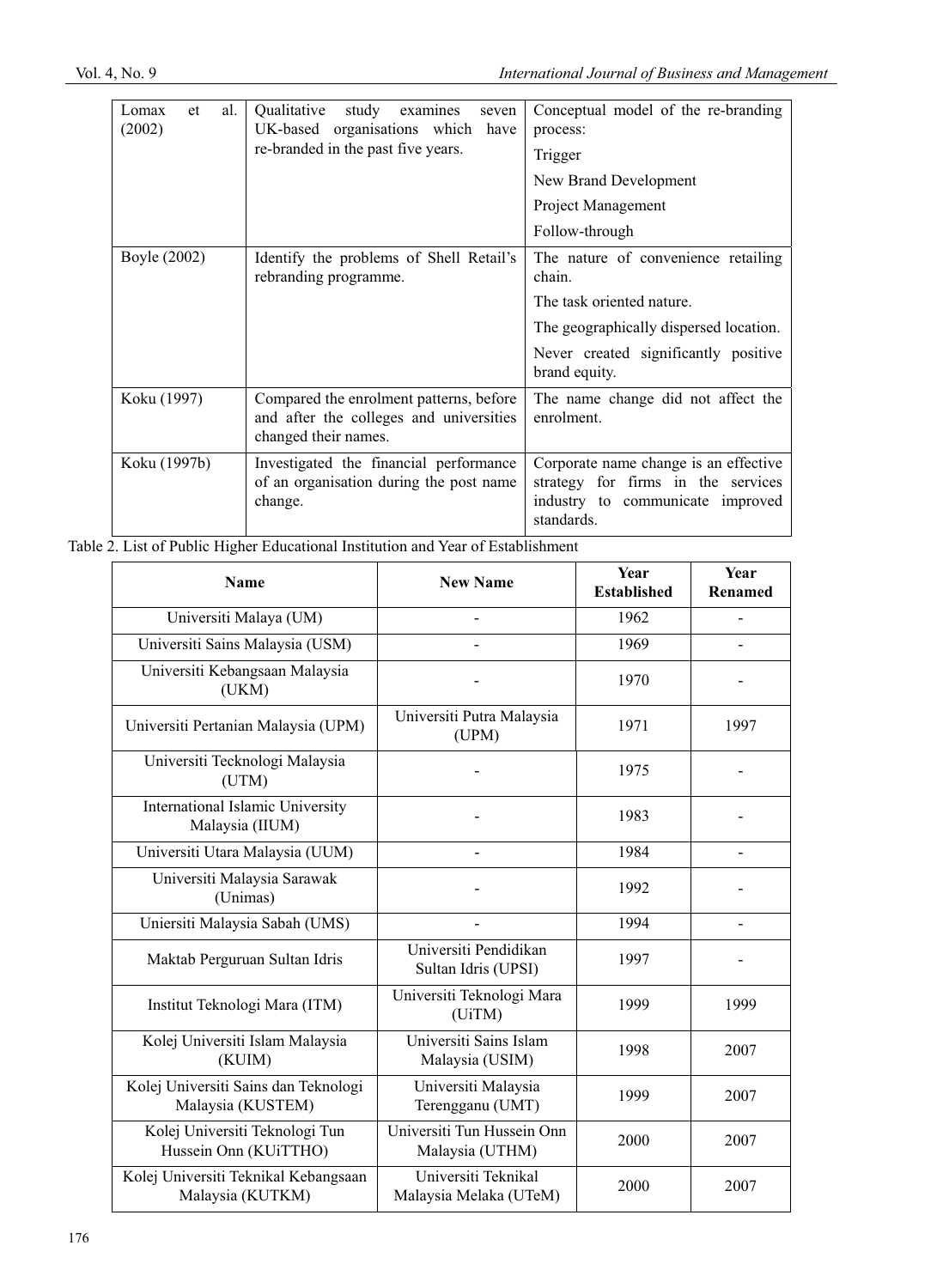| | | |
|---|---|---|
| Lomax et al. (2002) | Qualitative study examines seven UK-based organisations which have re-branded in the past five years. | Conceptual model of the re-branding process:<br>Trigger<br>New Brand Development<br>Project Management<br>Follow-through |
| Boyle (2002) | Identify the problems of Shell Retail's rebranding programme. | The nature of convenience retailing chain.<br>The task oriented nature.<br>The geographically dispersed location.<br>Never created significantly positive brand equity. |
| Koku (1997) | Compared the enrolment patterns, before and after the colleges and universities changed their names. | The name change did not affect the enrolment. |
| Koku (1997b) | Investigated the financial performance of an organisation during the post name change. | Corporate name change is an effective strategy for firms in the services industry to communicate improved standards. |

Table 2. List of Public Higher Educational Institution and Year of Establishment

| Name | New Name | Year Established | Year Renamed |
|---|---|---|---|
| Universiti Malaya (UM) | - | 1962 | - |
| Universiti Sains Malaysia (USM) | - | 1969 | - |
| Universiti Kebangsaan Malaysia (UKM) | - | 1970 | - |
| Universiti Pertanian Malaysia (UPM) | Universiti Putra Malaysia (UPM) | 1971 | 1997 |
| Universiti Tecknologi Malaysia (UTM) | - | 1975 | - |
| International Islamic University Malaysia (IIUM) | - | 1983 | - |
| Universiti Utara Malaysia (UUM) | - | 1984 | - |
| Universiti Malaysia Sarawak (Unimas) | - | 1992 | - |
| Uniersiti Malaysia Sabah (UMS) | - | 1994 | - |
| Maktab Perguruan Sultan Idris | Universiti Pendidikan Sultan Idris (UPSI) | 1997 | - |
| Institut Teknologi Mara (ITM) | Universiti Teknologi Mara (UiTM) | 1999 | 1999 |
| Kolej Universiti Islam Malaysia (KUIM) | Universiti Sains Islam Malaysia (USIM) | 1998 | 2007 |
| Kolej Universiti Sains dan Teknologi Malaysia (KUSTEM) | Universiti Malaysia Terengganu (UMT) | 1999 | 2007 |
| Kolej Universiti Teknologi Tun Hussein Onn (KUiTTHO) | Universiti Tun Hussein Onn Malaysia (UTHM) | 2000 | 2007 |
| Kolej Universiti Teknikal Kebangsaan Malaysia (KUTKM) | Universiti Teknikal Malaysia Melaka (UTeM) | 2000 | 2007 |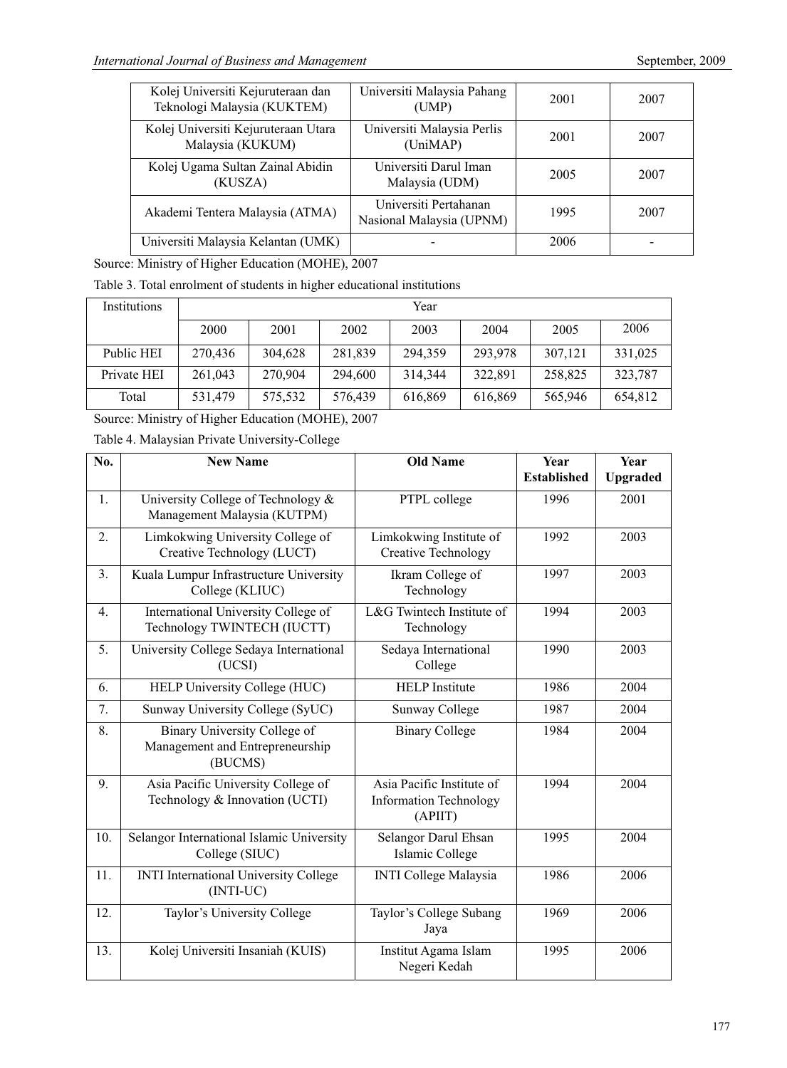| | | | |
|---|---|---|---|
| Kolej Universiti Kejuruteraan dan Teknologi Malaysia (KUKTEM) | Universiti Malaysia Pahang (UMP) | 2001 | 2007 |
| Kolej Universiti Kejuruteraan Utara Malaysia (KUKUM) | Universiti Malaysia Perlis (UniMAP) | 2001 | 2007 |
| Kolej Ugama Sultan Zainal Abidin (KUSZA) | Universiti Darul Iman Malaysia (UDM) | 2005 | 2007 |
| Akademi Tentera Malaysia (ATMA) | Universiti Pertahanan Nasional Malaysia (UPNM) | 1995 | 2007 |
| Universiti Malaysia Kelantan (UMK) | - | 2006 | - |

Source: Ministry of Higher Education (MOHE), 2007

Table 3. Total enrolment of students in higher educational institutions

| Institutions | Year | | | | | | |
|---|---|---|---|---|---|---|---|
| | 2000 | 2001 | 2002 | 2003 | 2004 | 2005 | 2006 |
| Public HEI | 270,436 | 304,628 | 281,839 | 294,359 | 293,978 | 307,121 | 331,025 |
| Private HEI | 261,043 | 270,904 | 294,600 | 314,344 | 322,891 | 258,825 | 323,787 |
| Total | 531,479 | 575,532 | 576,439 | 616,869 | 616,869 | 565,946 | 654,812 |

Source: Ministry of Higher Education (MOHE), 2007

Table 4. Malaysian Private University-College

| No. | New Name | Old Name | Year Established | Year Upgraded |
|---|---|---|---|---|
| 1. | University College of Technology & Management Malaysia (KUTPM) | PTPL college | 1996 | 2001 |
| 2. | Limkokwing University College of Creative Technology (LUCT) | Limkokwing Institute of Creative Technology | 1992 | 2003 |
| 3. | Kuala Lumpur Infrastructure University College (KLIUC) | Ikram College of Technology | 1997 | 2003 |
| 4. | International University College of Technology TWINTECH (IUCTT) | L&G Twintech Institute of Technology | 1994 | 2003 |
| 5. | University College Sedaya International (UCSI) | Sedaya International College | 1990 | 2003 |
| 6. | HELP University College (HUC) | HELP Institute | 1986 | 2004 |
| 7. | Sunway University College (SyUC) | Sunway College | 1987 | 2004 |
| 8. | Binary University College of Management and Entrepreneurship (BUCMS) | Binary College | 1984 | 2004 |
| 9. | Asia Pacific University College of Technology & Innovation (UCTI) | Asia Pacific Institute of Information Technology (APIIT) | 1994 | 2004 |
| 10. | Selangor International Islamic University College (SIUC) | Selangor Darul Ehsan Islamic College | 1995 | 2004 |
| 11. | INTI International University College (INTI-UC) | INTI College Malaysia | 1986 | 2006 |
| 12. | Taylor's University College | Taylor's College Subang Jaya | 1969 | 2006 |
| 13. | Kolej Universiti Insaniah (KUIS) | Institut Agama Islam Negeri Kedah | 1995 | 2006 |